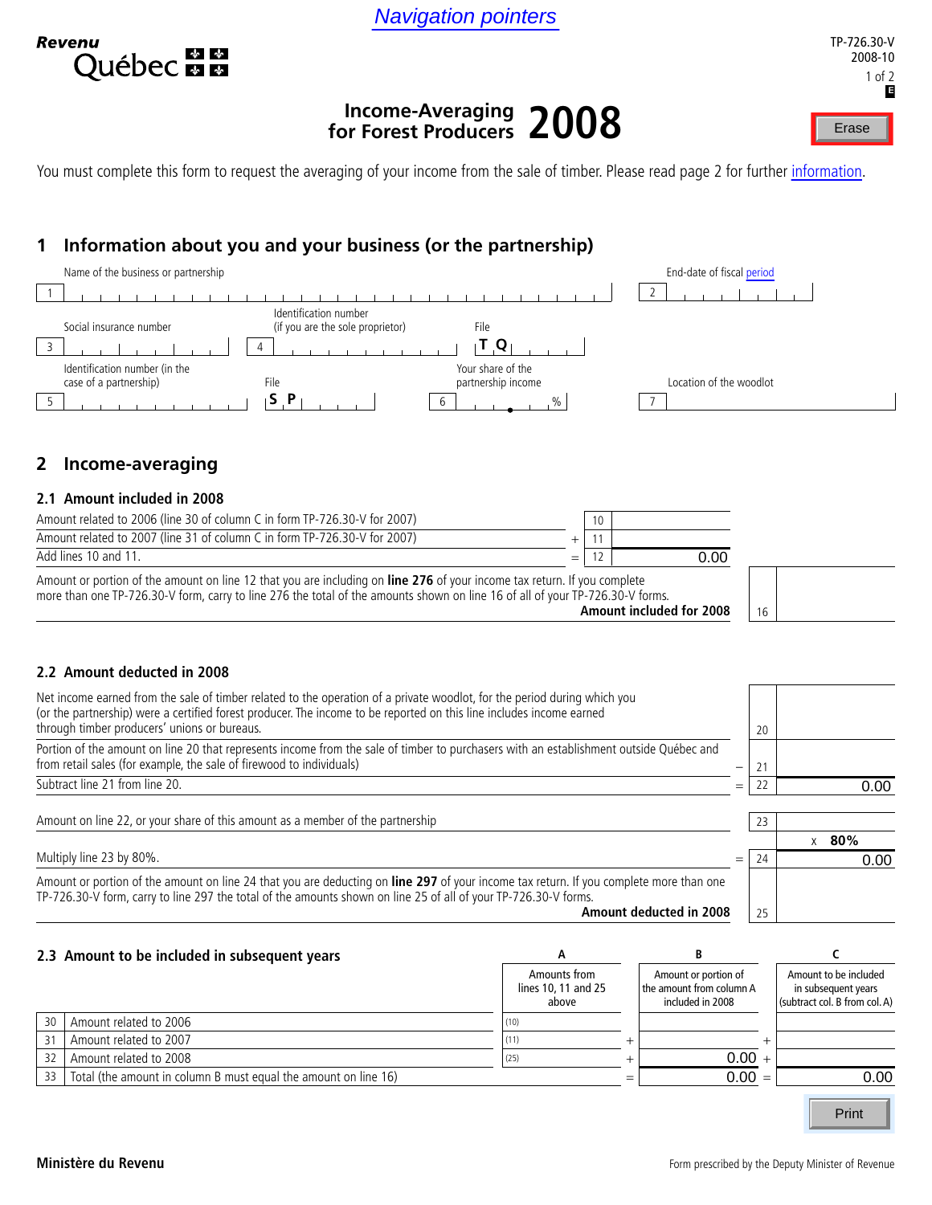Navigation pointers

Revenu Québec

TP-726.30-V
2008-10

E

# Income-Averaging for Forest Producers 2008

Erase

You must complete this form to request the averaging of your income from the sale of timber. Please read page 2 for further information.

## 1 Information about you and your business (or the partnership)

| | |
|---|---|
| 1 Name of the business or partnership | 2 End-date of fiscal period |
| 3 Social insurance number | 4 Identification number (if you are the sole proprietor) — File T Q |
| 5 Identification number (in the case of a partnership) — File S P | 6 Your share of the partnership income % |
| 7 Location of the woodlot | |

## 2 Income-averaging

### 2.1 Amount included in 2008

| Description | | Line | Amount |
|---|---|---|---|
| Amount related to 2006 (line 30 of column C in form TP-726.30-V for 2007) | | 10 | |
| Amount related to 2007 (line 31 of column C in form TP-726.30-V for 2007) | + | 11 | |
| Add lines 10 and 11. | = | 12 | 0.00 |
| Amount or portion of the amount on line 12 that you are including on **line 276** of your income tax return. If you complete more than one TP-726.30-V form, carry to line 276 the total of the amounts shown on line 16 of all of your TP-726.30-V forms. **Amount included for 2008** | | 16 | |

### 2.2 Amount deducted in 2008

| Description | | Line | Amount |
|---|---|---|---|
| Net income earned from the sale of timber related to the operation of a private woodlot, for the period during which you (or the partnership) were a certified forest producer. The income to be reported on this line includes income earned through timber producers' unions or bureaus. | | 20 | |
| Portion of the amount on line 20 that represents income from the sale of timber to purchasers with an establishment outside Québec and from retail sales (for example, the sale of firewood to individuals) | − | 21 | |
| Subtract line 21 from line 20. | = | 22 | 0.00 |
| Amount on line 22, or your share of this amount as a member of the partnership | | 23 | |
| | | | x **80%** |
| Multiply line 23 by 80%. | = | 24 | 0.00 |
| Amount or portion of the amount on line 24 that you are deducting on **line 297** of your income tax return. If you complete more than one TP-726.30-V form, carry to line 297 the total of the amounts shown on line 25 of all of your TP-726.30-V forms. **Amount deducted in 2008** | | 25 | |

### 2.3 Amount to be included in subsequent years

| Line | | A<br>Amounts from lines 10, 11 and 25 above | | B<br>Amount or portion of the amount from column A included in 2008 | | C<br>Amount to be included in subsequent years (subtract col. B from col. A) |
|---|---|---|---|---|---|---|
| 30 | Amount related to 2006 | (10) | | | | |
| 31 | Amount related to 2007 | (11) | + | | + | |
| 32 | Amount related to 2008 | (25) | + | 0.00 | + | |
| 33 | Total (the amount in column B must equal the amount on line 16) | | = | 0.00 | = | 0.00 |

Print

Ministère du Revenu

Form prescribed by the Deputy Minister of Revenue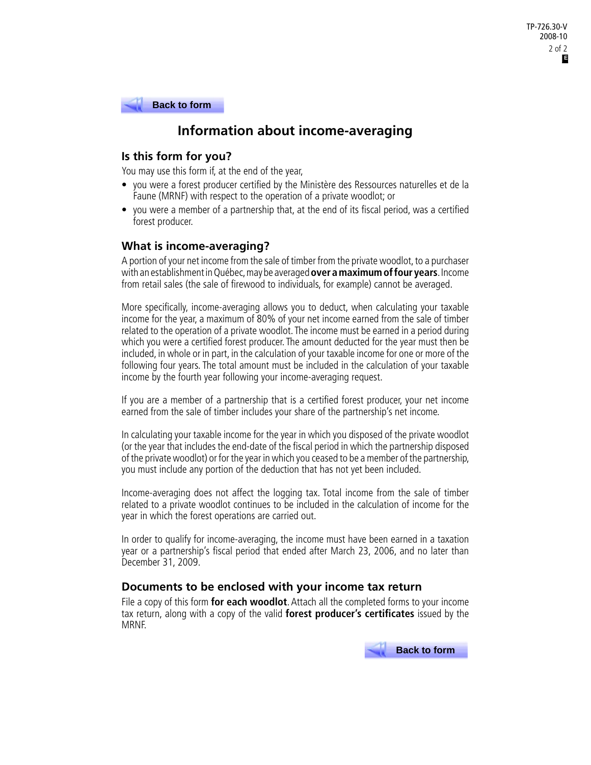# Information about income-averaging

## Is this form for you?

You may use this form if, at the end of the year,

- you were a forest producer certified by the Ministère des Ressources naturelles et de la Faune (MRNF) with respect to the operation of a private woodlot; or
- you were a member of a partnership that, at the end of its fiscal period, was a certified forest producer.

## What is income-averaging?

A portion of your net income from the sale of timber from the private woodlot, to a purchaser with an establishment in Québec, may be averaged **over a maximum of four years**. Income from retail sales (the sale of firewood to individuals, for example) cannot be averaged.

More specifically, income-averaging allows you to deduct, when calculating your taxable income for the year, a maximum of 80% of your net income earned from the sale of timber related to the operation of a private woodlot. The income must be earned in a period during which you were a certified forest producer. The amount deducted for the year must then be included, in whole or in part, in the calculation of your taxable income for one or more of the following four years. The total amount must be included in the calculation of your taxable income by the fourth year following your income-averaging request.

If you are a member of a partnership that is a certified forest producer, your net income earned from the sale of timber includes your share of the partnership's net income.

In calculating your taxable income for the year in which you disposed of the private woodlot (or the year that includes the end-date of the fiscal period in which the partnership disposed of the private woodlot) or for the year in which you ceased to be a member of the partnership, you must include any portion of the deduction that has not yet been included.

Income-averaging does not affect the logging tax. Total income from the sale of timber related to a private woodlot continues to be included in the calculation of income for the year in which the forest operations are carried out.

In order to qualify for income-averaging, the income must have been earned in a taxation year or a partnership's fiscal period that ended after March 23, 2006, and no later than December 31, 2009.

## Documents to be enclosed with your income tax return

File a copy of this form **for each woodlot**. Attach all the completed forms to your income tax return, along with a copy of the valid **forest producer's certificates** issued by the MRNF.